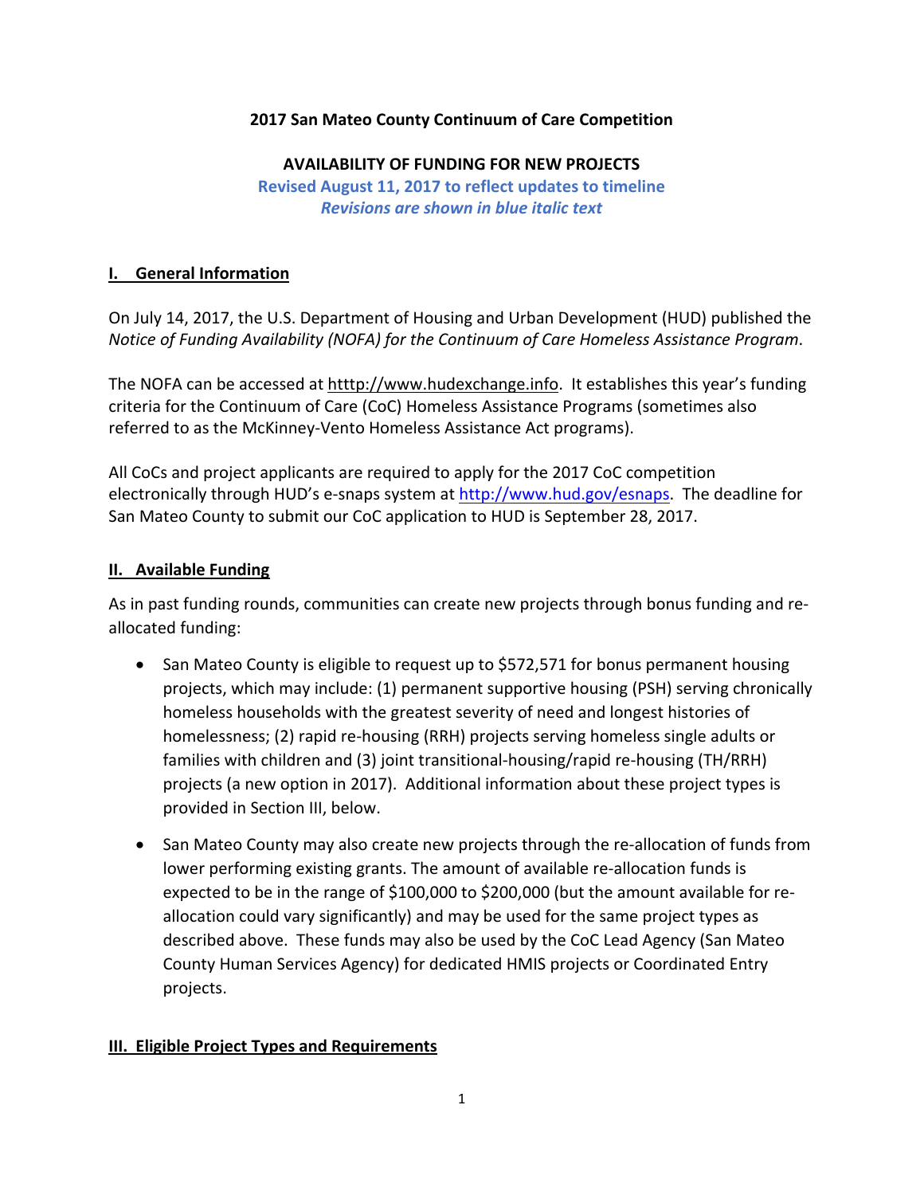**2017 San Mateo County Continuum of Care Competition**

**AVAILABILITY OF FUNDING FOR NEW PROJECTS**

**Revised August 11, 2017 to reflect updates to timeline**

***Revisions are shown in blue italic text***

## I. General Information

On July 14, 2017, the U.S. Department of Housing and Urban Development (HUD) published the *Notice of Funding Availability (NOFA) for the Continuum of Care Homeless Assistance Program*.

The NOFA can be accessed at htttp://www.hudexchange.info. It establishes this year's funding criteria for the Continuum of Care (CoC) Homeless Assistance Programs (sometimes also referred to as the McKinney-Vento Homeless Assistance Act programs).

All CoCs and project applicants are required to apply for the 2017 CoC competition electronically through HUD's e-snaps system at http://www.hud.gov/esnaps. The deadline for San Mateo County to submit our CoC application to HUD is September 28, 2017.

## II. Available Funding

As in past funding rounds, communities can create new projects through bonus funding and re-allocated funding:

- San Mateo County is eligible to request up to $572,571 for bonus permanent housing projects, which may include: (1) permanent supportive housing (PSH) serving chronically homeless households with the greatest severity of need and longest histories of homelessness; (2) rapid re-housing (RRH) projects serving homeless single adults or families with children and (3) joint transitional-housing/rapid re-housing (TH/RRH) projects (a new option in 2017). Additional information about these project types is provided in Section III, below.
- San Mateo County may also create new projects through the re-allocation of funds from lower performing existing grants. The amount of available re-allocation funds is expected to be in the range of $100,000 to $200,000 (but the amount available for re-allocation could vary significantly) and may be used for the same project types as described above. These funds may also be used by the CoC Lead Agency (San Mateo County Human Services Agency) for dedicated HMIS projects or Coordinated Entry projects.

## III. Eligible Project Types and Requirements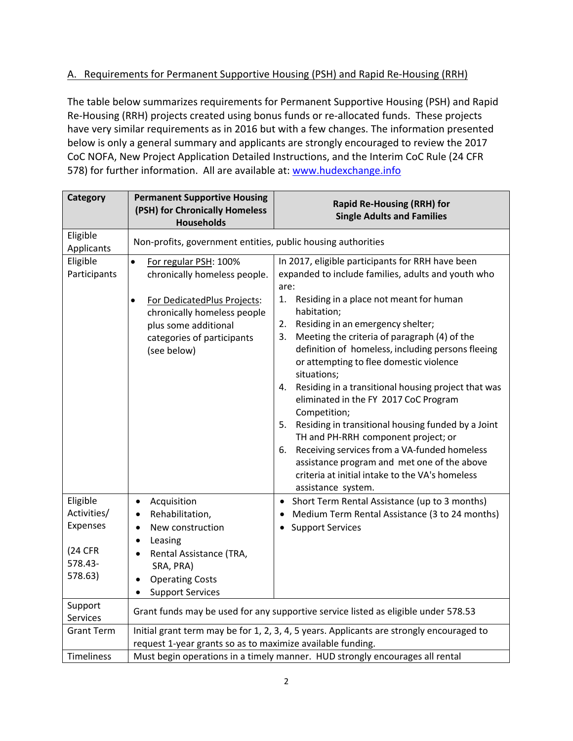## A. Requirements for Permanent Supportive Housing (PSH) and Rapid Re-Housing (RRH)

The table below summarizes requirements for Permanent Supportive Housing (PSH) and Rapid Re-Housing (RRH) projects created using bonus funds or re-allocated funds. These projects have very similar requirements as in 2016 but with a few changes. The information presented below is only a general summary and applicants are strongly encouraged to review the 2017 CoC NOFA, New Project Application Detailed Instructions, and the Interim CoC Rule (24 CFR 578) for further information. All are available at: www.hudexchange.info

| Category | Permanent Supportive Housing (PSH) for Chronically Homeless Households | Rapid Re-Housing (RRH) for Single Adults and Families |
|---|---|---|
| Eligible Applicants | Non-profits, government entities, public housing authorities | |
| Eligible Participants | • For regular PSH: 100% chronically homeless people.<br>• For DedicatedPlus Projects: chronically homeless people plus some additional categories of participants (see below) | In 2017, eligible participants for RRH have been expanded to include families, adults and youth who are:<br>1. Residing in a place not meant for human habitation;<br>2. Residing in an emergency shelter;<br>3. Meeting the criteria of paragraph (4) of the definition of homeless, including persons fleeing or attempting to flee domestic violence situations;<br>4. Residing in a transitional housing project that was eliminated in the FY 2017 CoC Program Competition;<br>5. Residing in transitional housing funded by a Joint TH and PH-RRH component project; or<br>6. Receiving services from a VA-funded homeless assistance program and met one of the above criteria at initial intake to the VA's homeless assistance system. |
| Eligible Activities/ Expenses<br><br>(24 CFR 578.43-578.63) | • Acquisition<br>• Rehabilitation,<br>• New construction<br>• Leasing<br>• Rental Assistance (TRA, SRA, PRA)<br>• Operating Costs<br>• Support Services | • Short Term Rental Assistance (up to 3 months)<br>• Medium Term Rental Assistance (3 to 24 months)<br>• Support Services |
| Support Services | Grant funds may be used for any supportive service listed as eligible under 578.53 | |
| Grant Term | Initial grant term may be for 1, 2, 3, 4, 5 years. Applicants are strongly encouraged to request 1-year grants so as to maximize available funding. | |
| Timeliness | Must begin operations in a timely manner. HUD strongly encourages all rental | |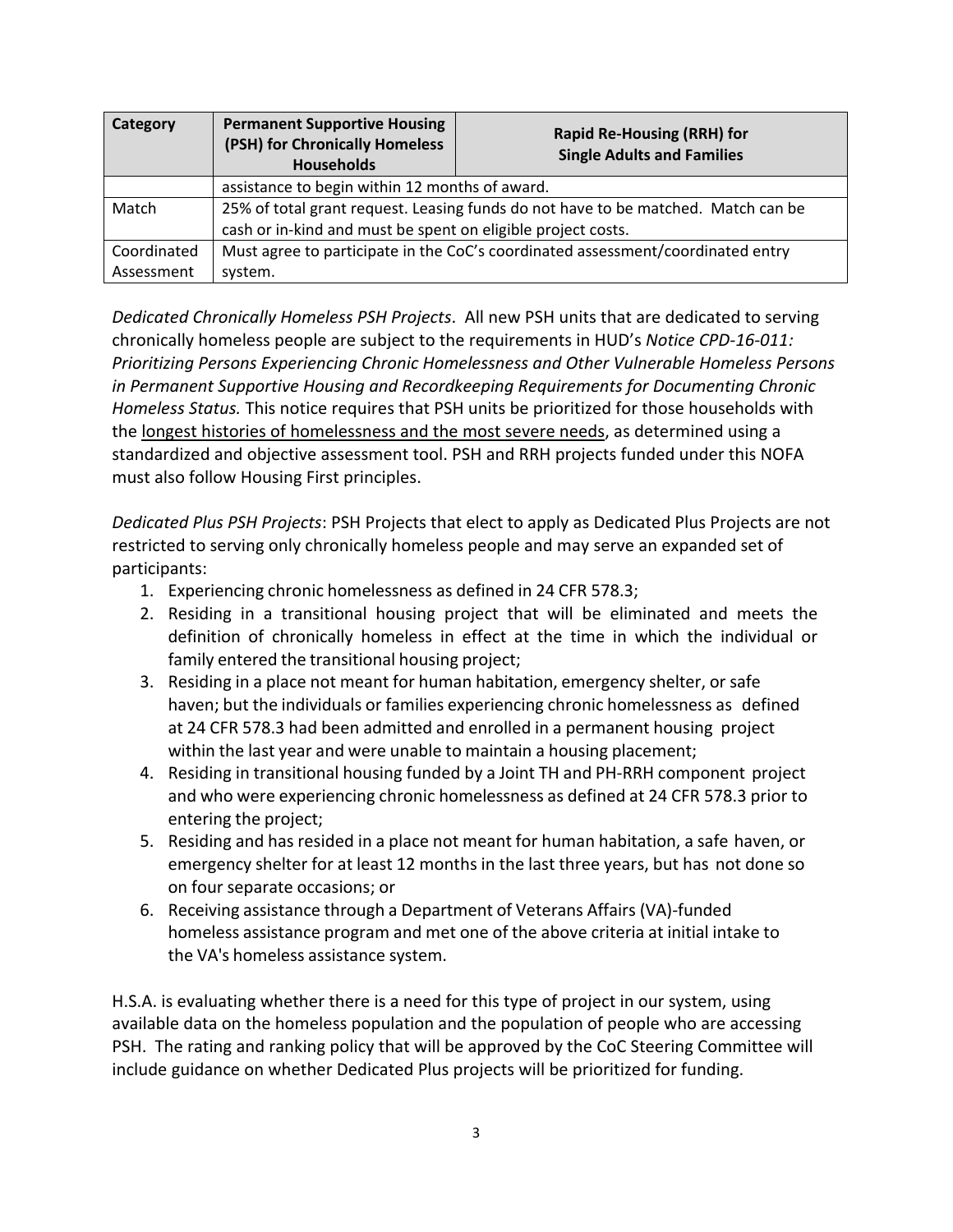| Category | Permanent Supportive Housing (PSH) for Chronically Homeless Households | Rapid Re-Housing (RRH) for Single Adults and Families |
|---|---|---|
| | assistance to begin within 12 months of award. | |
| Match | 25% of total grant request. Leasing funds do not have to be matched. Match can be cash or in-kind and must be spent on eligible project costs. | |
| Coordinated Assessment | Must agree to participate in the CoC's coordinated assessment/coordinated entry system. | |

*Dedicated Chronically Homeless PSH Projects*. All new PSH units that are dedicated to serving chronically homeless people are subject to the requirements in HUD's *Notice CPD-16-011: Prioritizing Persons Experiencing Chronic Homelessness and Other Vulnerable Homeless Persons in Permanent Supportive Housing and Recordkeeping Requirements for Documenting Chronic Homeless Status.* This notice requires that PSH units be prioritized for those households with the <u>longest histories of homelessness and the most severe needs</u>, as determined using a standardized and objective assessment tool. PSH and RRH projects funded under this NOFA must also follow Housing First principles.

*Dedicated Plus PSH Projects*: PSH Projects that elect to apply as Dedicated Plus Projects are not restricted to serving only chronically homeless people and may serve an expanded set of participants:

1. Experiencing chronic homelessness as defined in 24 CFR 578.3;
2. Residing in a transitional housing project that will be eliminated and meets the definition of chronically homeless in effect at the time in which the individual or family entered the transitional housing project;
3. Residing in a place not meant for human habitation, emergency shelter, or safe haven; but the individuals or families experiencing chronic homelessness as defined at 24 CFR 578.3 had been admitted and enrolled in a permanent housing project within the last year and were unable to maintain a housing placement;
4. Residing in transitional housing funded by a Joint TH and PH-RRH component project and who were experiencing chronic homelessness as defined at 24 CFR 578.3 prior to entering the project;
5. Residing and has resided in a place not meant for human habitation, a safe haven, or emergency shelter for at least 12 months in the last three years, but has not done so on four separate occasions; or
6. Receiving assistance through a Department of Veterans Affairs (VA)-funded homeless assistance program and met one of the above criteria at initial intake to the VA's homeless assistance system.

H.S.A. is evaluating whether there is a need for this type of project in our system, using available data on the homeless population and the population of people who are accessing PSH. The rating and ranking policy that will be approved by the CoC Steering Committee will include guidance on whether Dedicated Plus projects will be prioritized for funding.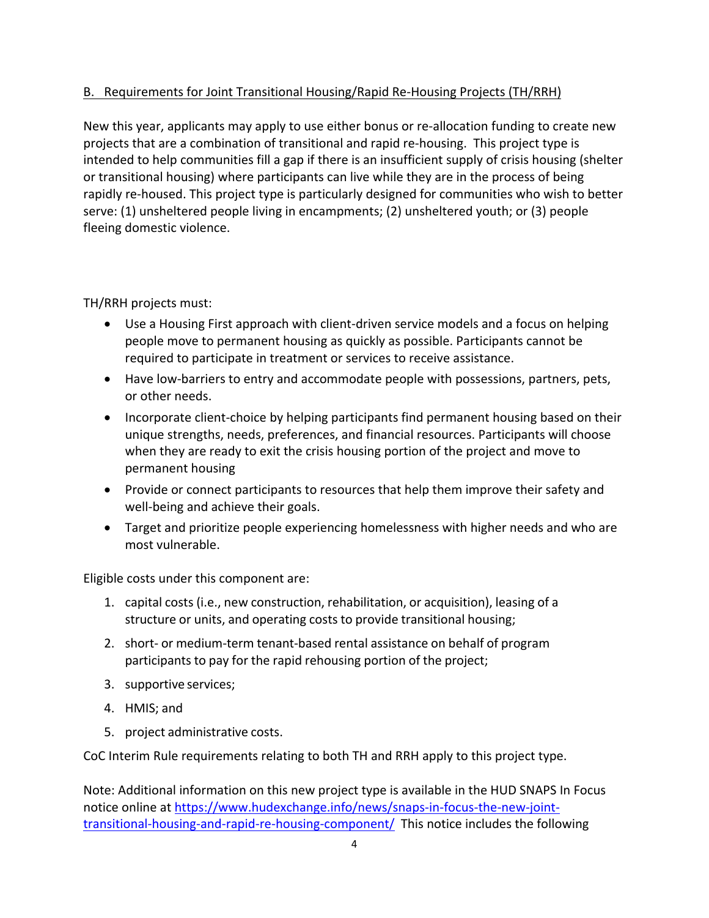## B. Requirements for Joint Transitional Housing/Rapid Re-Housing Projects (TH/RRH)

New this year, applicants may apply to use either bonus or re-allocation funding to create new projects that are a combination of transitional and rapid re-housing. This project type is intended to help communities fill a gap if there is an insufficient supply of crisis housing (shelter or transitional housing) where participants can live while they are in the process of being rapidly re-housed. This project type is particularly designed for communities who wish to better serve: (1) unsheltered people living in encampments; (2) unsheltered youth; or (3) people fleeing domestic violence.

TH/RRH projects must:

- Use a Housing First approach with client-driven service models and a focus on helping people move to permanent housing as quickly as possible. Participants cannot be required to participate in treatment or services to receive assistance.
- Have low-barriers to entry and accommodate people with possessions, partners, pets, or other needs.
- Incorporate client-choice by helping participants find permanent housing based on their unique strengths, needs, preferences, and financial resources. Participants will choose when they are ready to exit the crisis housing portion of the project and move to permanent housing
- Provide or connect participants to resources that help them improve their safety and well-being and achieve their goals.
- Target and prioritize people experiencing homelessness with higher needs and who are most vulnerable.

Eligible costs under this component are:

1. capital costs (i.e., new construction, rehabilitation, or acquisition), leasing of a structure or units, and operating costs to provide transitional housing;
2. short- or medium-term tenant-based rental assistance on behalf of program participants to pay for the rapid rehousing portion of the project;
3. supportive services;
4. HMIS; and
5. project administrative costs.

CoC Interim Rule requirements relating to both TH and RRH apply to this project type.

Note: Additional information on this new project type is available in the HUD SNAPS In Focus notice online at [https://www.hudexchange.info/news/snaps-in-focus-the-new-joint-transitional-housing-and-rapid-re-housing-component/](https://www.hudexchange.info/news/snaps-in-focus-the-new-joint-transitional-housing-and-rapid-re-housing-component/) This notice includes the following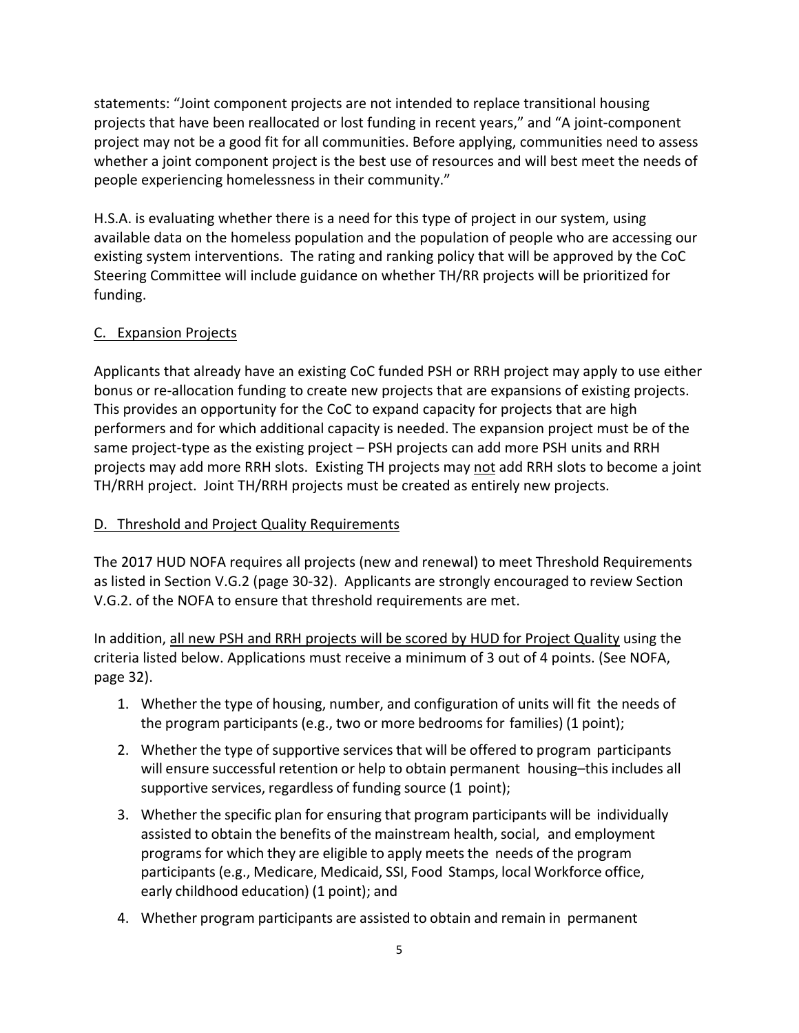statements: "Joint component projects are not intended to replace transitional housing projects that have been reallocated or lost funding in recent years," and "A joint-component project may not be a good fit for all communities. Before applying, communities need to assess whether a joint component project is the best use of resources and will best meet the needs of people experiencing homelessness in their community."

H.S.A. is evaluating whether there is a need for this type of project in our system, using available data on the homeless population and the population of people who are accessing our existing system interventions. The rating and ranking policy that will be approved by the CoC Steering Committee will include guidance on whether TH/RR projects will be prioritized for funding.

## C. Expansion Projects

Applicants that already have an existing CoC funded PSH or RRH project may apply to use either bonus or re-allocation funding to create new projects that are expansions of existing projects. This provides an opportunity for the CoC to expand capacity for projects that are high performers and for which additional capacity is needed. The expansion project must be of the same project-type as the existing project – PSH projects can add more PSH units and RRH projects may add more RRH slots. Existing TH projects may not add RRH slots to become a joint TH/RRH project. Joint TH/RRH projects must be created as entirely new projects.

## D. Threshold and Project Quality Requirements

The 2017 HUD NOFA requires all projects (new and renewal) to meet Threshold Requirements as listed in Section V.G.2 (page 30-32). Applicants are strongly encouraged to review Section V.G.2. of the NOFA to ensure that threshold requirements are met.

In addition, all new PSH and RRH projects will be scored by HUD for Project Quality using the criteria listed below. Applications must receive a minimum of 3 out of 4 points. (See NOFA, page 32).

1. Whether the type of housing, number, and configuration of units will fit the needs of the program participants (e.g., two or more bedrooms for families) (1 point);
2. Whether the type of supportive services that will be offered to program participants will ensure successful retention or help to obtain permanent housing–this includes all supportive services, regardless of funding source (1 point);
3. Whether the specific plan for ensuring that program participants will be individually assisted to obtain the benefits of the mainstream health, social, and employment programs for which they are eligible to apply meets the needs of the program participants (e.g., Medicare, Medicaid, SSI, Food Stamps, local Workforce office, early childhood education) (1 point); and
4. Whether program participants are assisted to obtain and remain in permanent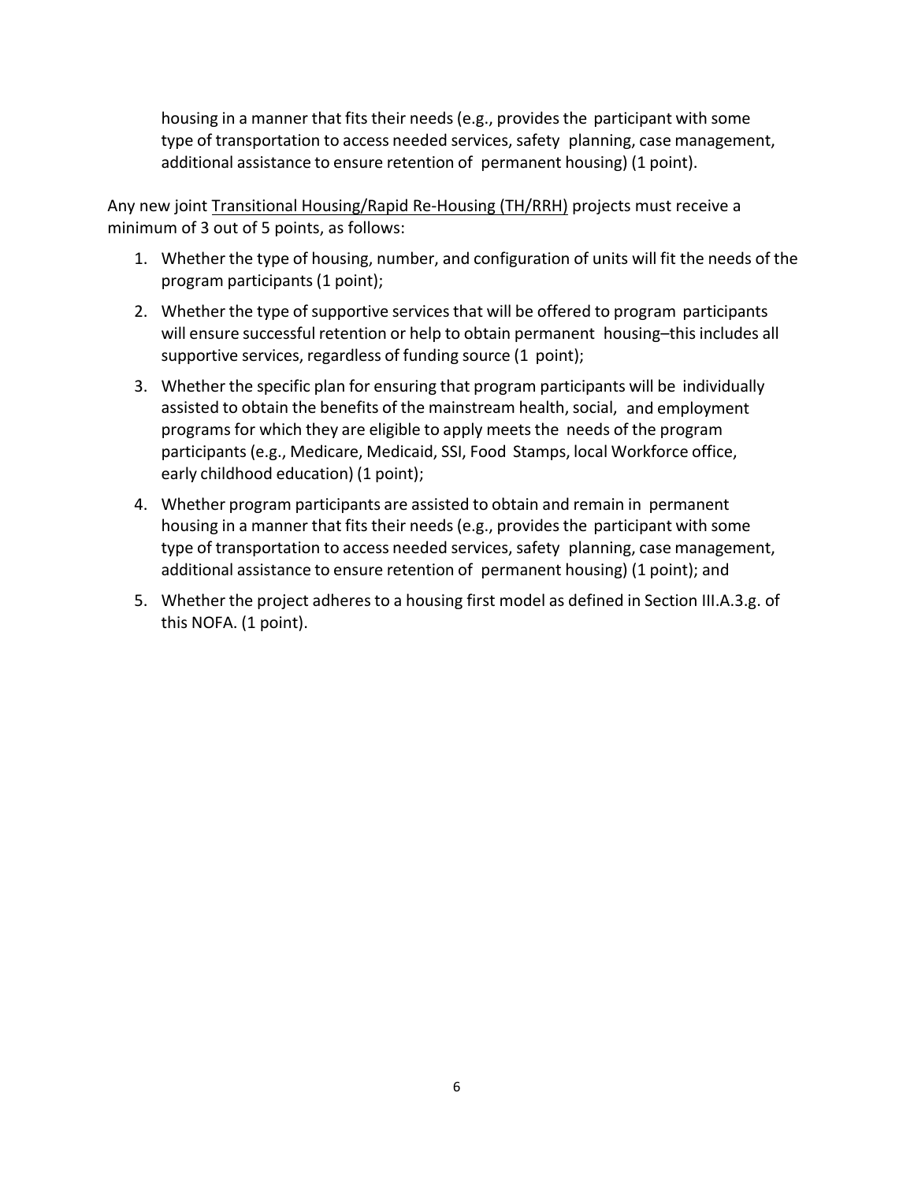housing in a manner that fits their needs (e.g., provides the participant with some type of transportation to access needed services, safety planning, case management, additional assistance to ensure retention of permanent housing) (1 point).

Any new joint Transitional Housing/Rapid Re-Housing (TH/RRH) projects must receive a minimum of 3 out of 5 points, as follows:

1. Whether the type of housing, number, and configuration of units will fit the needs of the program participants (1 point);
2. Whether the type of supportive services that will be offered to program participants will ensure successful retention or help to obtain permanent housing–this includes all supportive services, regardless of funding source (1 point);
3. Whether the specific plan for ensuring that program participants will be individually assisted to obtain the benefits of the mainstream health, social, and employment programs for which they are eligible to apply meets the needs of the program participants (e.g., Medicare, Medicaid, SSI, Food Stamps, local Workforce office, early childhood education) (1 point);
4. Whether program participants are assisted to obtain and remain in permanent housing in a manner that fits their needs (e.g., provides the participant with some type of transportation to access needed services, safety planning, case management, additional assistance to ensure retention of permanent housing) (1 point); and
5. Whether the project adheres to a housing first model as defined in Section III.A.3.g. of this NOFA. (1 point).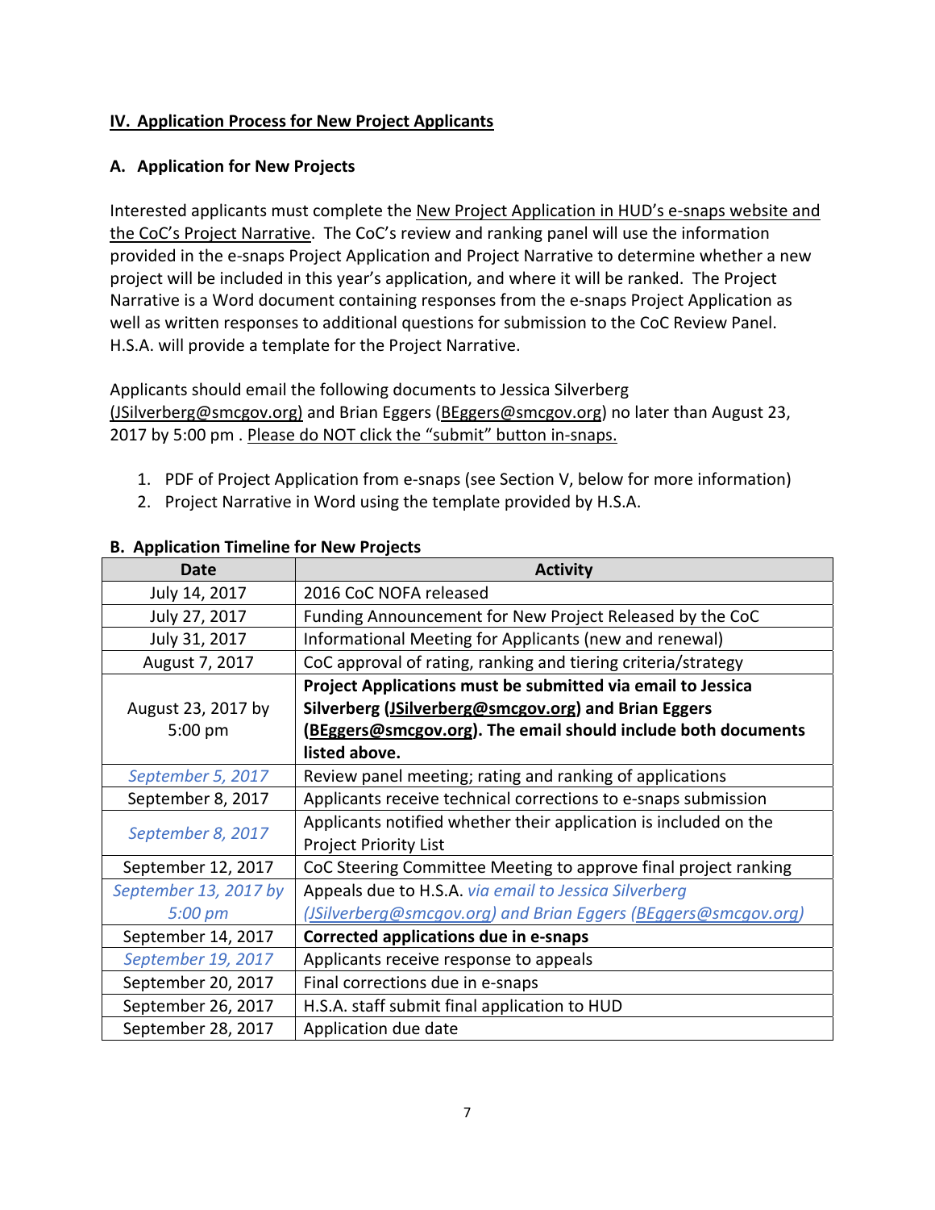## IV. Application Process for New Project Applicants

### A. Application for New Projects

Interested applicants must complete the New Project Application in HUD's e-snaps website and the CoC's Project Narrative. The CoC's review and ranking panel will use the information provided in the e-snaps Project Application and Project Narrative to determine whether a new project will be included in this year's application, and where it will be ranked. The Project Narrative is a Word document containing responses from the e-snaps Project Application as well as written responses to additional questions for submission to the CoC Review Panel. H.S.A. will provide a template for the Project Narrative.

Applicants should email the following documents to Jessica Silverberg (JSilverberg@smcgov.org) and Brian Eggers (BEggers@smcgov.org) no later than August 23, 2017 by 5:00 pm . Please do NOT click the "submit" button in-snaps.

1. PDF of Project Application from e-snaps (see Section V, below for more information)
2. Project Narrative in Word using the template provided by H.S.A.

### B. Application Timeline for New Projects

| Date | Activity |
|---|---|
| July 14, 2017 | 2016 CoC NOFA released |
| July 27, 2017 | Funding Announcement for New Project Released by the CoC |
| July 31, 2017 | Informational Meeting for Applicants (new and renewal) |
| August 7, 2017 | CoC approval of rating, ranking and tiering criteria/strategy |
| August 23, 2017 by 5:00 pm | **Project Applications must be submitted via email to Jessica Silverberg (JSilverberg@smcgov.org) and Brian Eggers (BEggers@smcgov.org). The email should include both documents listed above.** |
| *September 5, 2017* | Review panel meeting; rating and ranking of applications |
| September 8, 2017 | Applicants receive technical corrections to e-snaps submission |
| *September 8, 2017* | Applicants notified whether their application is included on the Project Priority List |
| September 12, 2017 | CoC Steering Committee Meeting to approve final project ranking |
| *September 13, 2017 by 5:00 pm* | Appeals due to H.S.A. *via email to Jessica Silverberg (JSilverberg@smcgov.org) and Brian Eggers (BEggers@smcgov.org)* |
| September 14, 2017 | **Corrected applications due in e-snaps** |
| *September 19, 2017* | Applicants receive response to appeals |
| September 20, 2017 | Final corrections due in e-snaps |
| September 26, 2017 | H.S.A. staff submit final application to HUD |
| September 28, 2017 | Application due date |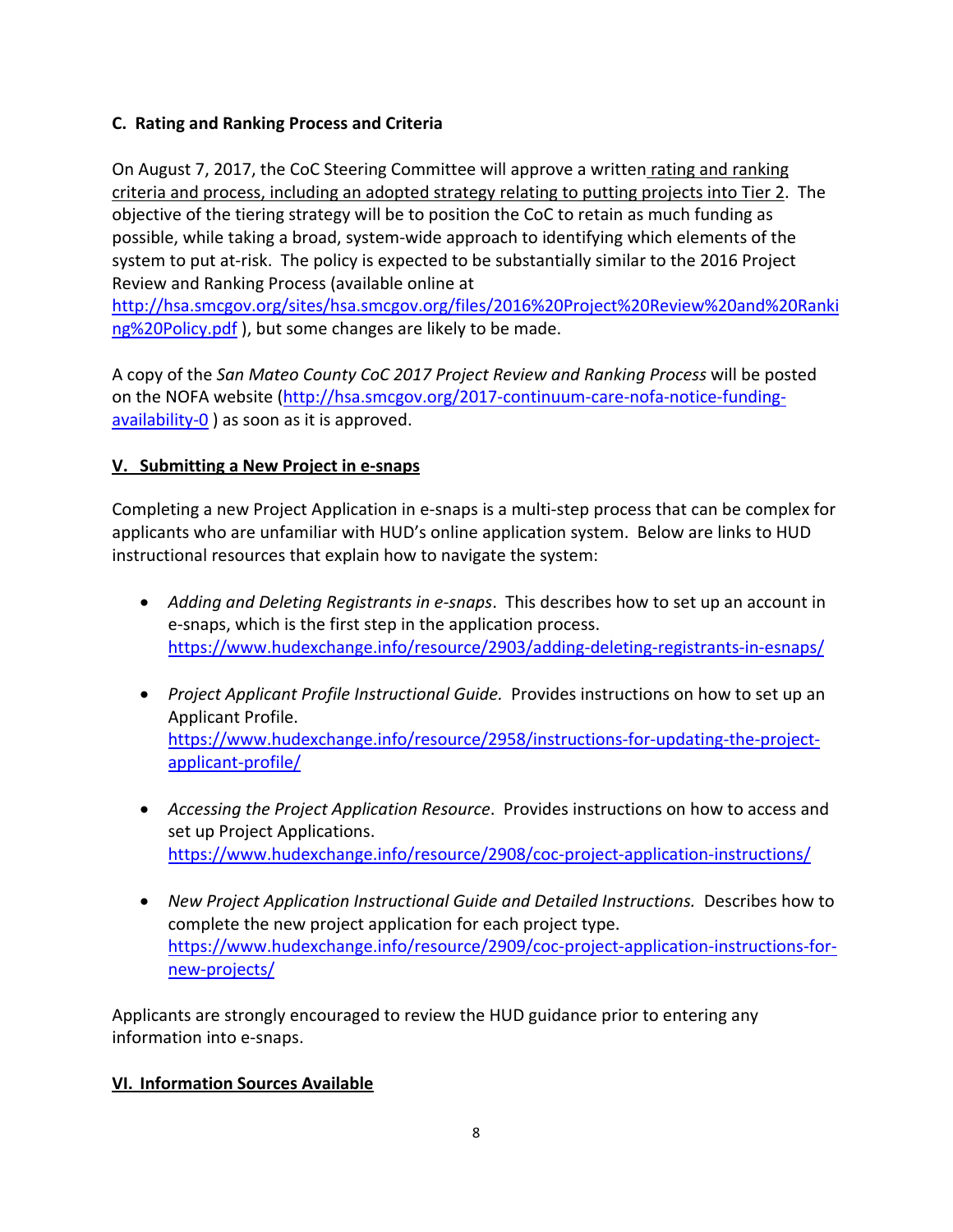### C. Rating and Ranking Process and Criteria

On August 7, 2017, the CoC Steering Committee will approve a written rating and ranking criteria and process, including an adopted strategy relating to putting projects into Tier 2. The objective of the tiering strategy will be to position the CoC to retain as much funding as possible, while taking a broad, system-wide approach to identifying which elements of the system to put at-risk. The policy is expected to be substantially similar to the 2016 Project Review and Ranking Process (available online at http://hsa.smcgov.org/sites/hsa.smcgov.org/files/2016%20Project%20Review%20and%20Ranking%20Policy.pdf ), but some changes are likely to be made.

A copy of the *San Mateo County CoC 2017 Project Review and Ranking Process* will be posted on the NOFA website (http://hsa.smcgov.org/2017-continuum-care-nofa-notice-funding-availability-0 ) as soon as it is approved.

## V. Submitting a New Project in e-snaps

Completing a new Project Application in e-snaps is a multi-step process that can be complex for applicants who are unfamiliar with HUD's online application system. Below are links to HUD instructional resources that explain how to navigate the system:

- *Adding and Deleting Registrants in e-snaps*. This describes how to set up an account in e-snaps, which is the first step in the application process. https://www.hudexchange.info/resource/2903/adding-deleting-registrants-in-esnaps/

- *Project Applicant Profile Instructional Guide.* Provides instructions on how to set up an Applicant Profile. https://www.hudexchange.info/resource/2958/instructions-for-updating-the-project-applicant-profile/

- *Accessing the Project Application Resource*. Provides instructions on how to access and set up Project Applications. https://www.hudexchange.info/resource/2908/coc-project-application-instructions/

- *New Project Application Instructional Guide and Detailed Instructions.* Describes how to complete the new project application for each project type. https://www.hudexchange.info/resource/2909/coc-project-application-instructions-for-new-projects/

Applicants are strongly encouraged to review the HUD guidance prior to entering any information into e-snaps.

## VI. Information Sources Available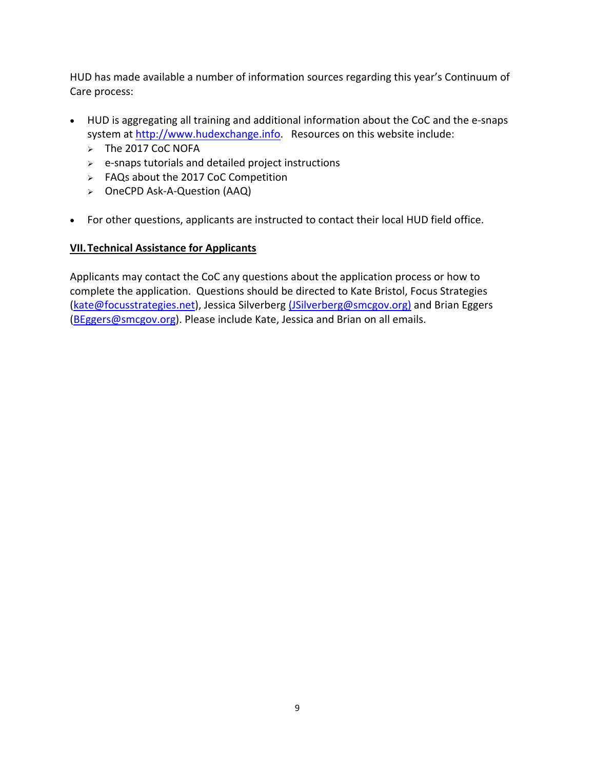HUD has made available a number of information sources regarding this year's Continuum of Care process:

- HUD is aggregating all training and additional information about the CoC and the e-snaps system at http://www.hudexchange.info.  Resources on this website include:
  - The 2017 CoC NOFA
  - e-snaps tutorials and detailed project instructions
  - FAQs about the 2017 CoC Competition
  - OneCPD Ask-A-Question (AAQ)

- For other questions, applicants are instructed to contact their local HUD field office.

## VII. Technical Assistance for Applicants

Applicants may contact the CoC any questions about the application process or how to complete the application.  Questions should be directed to Kate Bristol, Focus Strategies (kate@focusstrategies.net), Jessica Silverberg (JSilverberg@smcgov.org) and Brian Eggers (BEggers@smcgov.org). Please include Kate, Jessica and Brian on all emails.